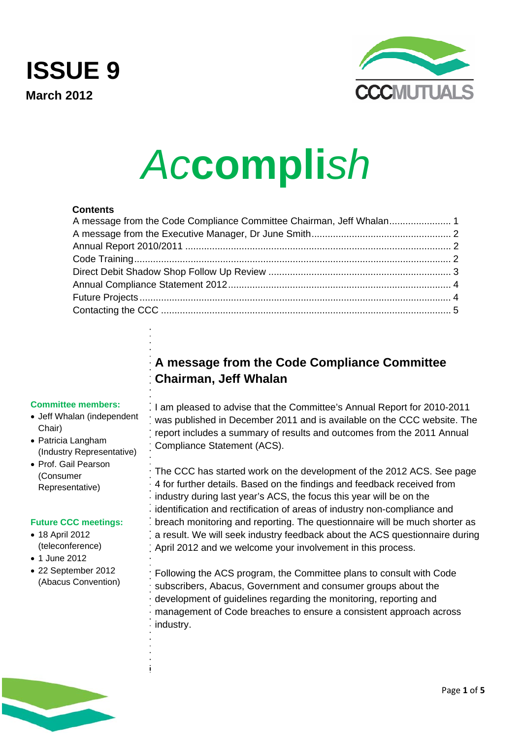# ISSUE 9

**March 2012**

CCCMUTUALS

# *Accomplish*

**Contents**

A message from the Code Compliance Committee Chairman, Jeff Whalan....................... 1
A message from the Executive Manager, Dr June Smith.................................................... 2
Annual Report 2010/2011 .................................................................................................. 2
Code Training...................................................................................................................... 2
Direct Debit Shadow Shop Follow Up Review .................................................................... 3
Annual Compliance Statement 2012................................................................................... 4
Future Projects.................................................................................................................... 4
Contacting the CCC ............................................................................................................ 5

## A message from the Code Compliance Committee Chairman, Jeff Whalan

I am pleased to advise that the Committee's Annual Report for 2010-2011 was published in December 2011 and is available on the CCC website. The report includes a summary of results and outcomes from the 2011 Annual Compliance Statement (ACS).

The CCC has started work on the development of the 2012 ACS. See page 4 for further details. Based on the findings and feedback received from industry during last year's ACS, the focus this year will be on the identification and rectification of areas of industry non-compliance and breach monitoring and reporting. The questionnaire will be much shorter as a result. We will seek industry feedback about the ACS questionnaire during April 2012 and we welcome your involvement in this process.

Following the ACS program, the Committee plans to consult with Code subscribers, Abacus, Government and consumer groups about the development of guidelines regarding the monitoring, reporting and management of Code breaches to ensure a consistent approach across industry.

**Committee members:**

- Jeff Whalan (independent Chair)
- Patricia Langham (Industry Representative)
- Prof. Gail Pearson (Consumer Representative)

**Future CCC meetings:**

- 18 April 2012 (teleconference)
- 1 June 2012
- 22 September 2012 (Abacus Convention)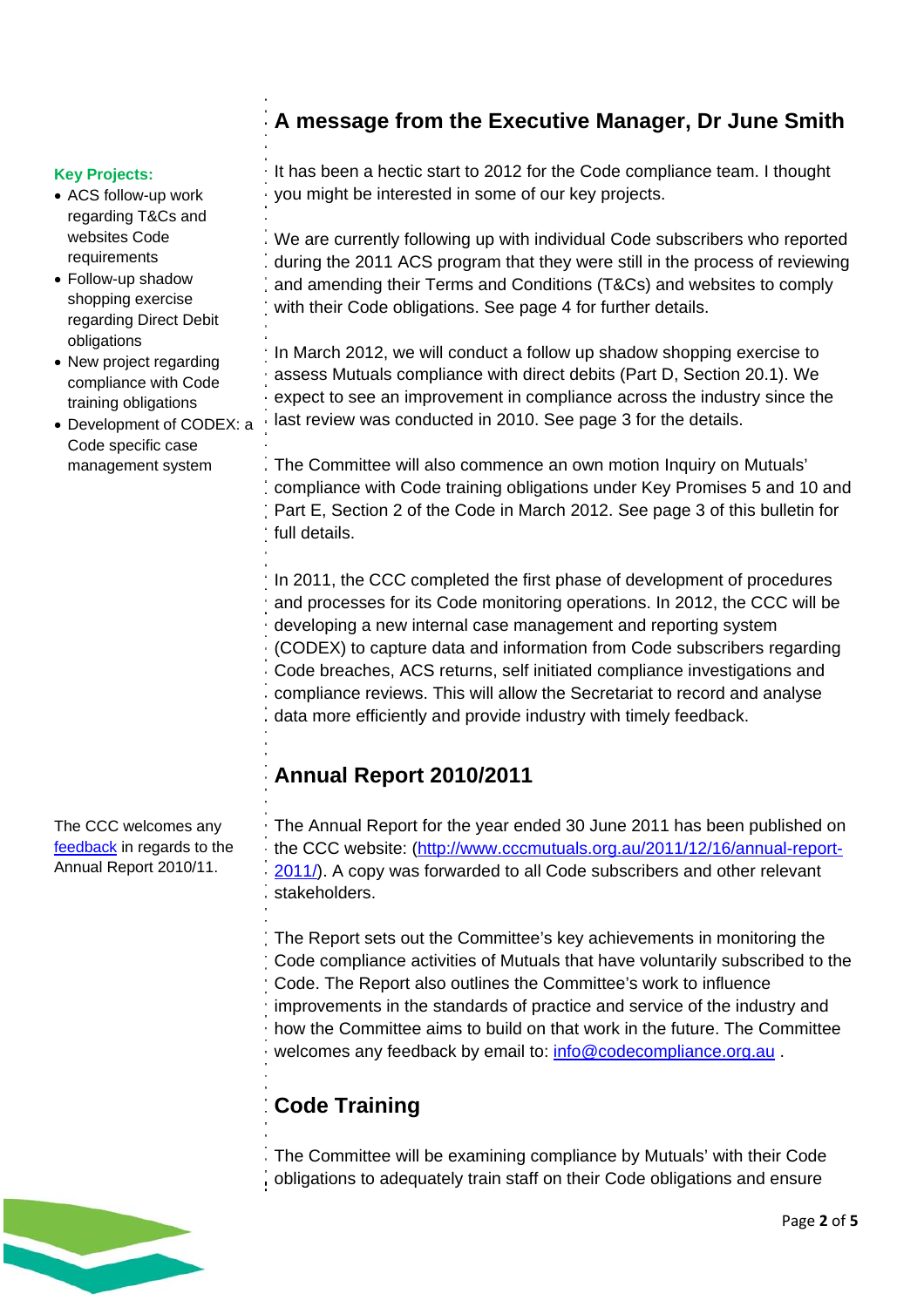**Key Projects:**

- ACS follow-up work regarding T&Cs and websites Code requirements
- Follow-up shadow shopping exercise regarding Direct Debit obligations
- New project regarding compliance with Code training obligations
- Development of CODEX: a Code specific case management system

## A message from the Executive Manager, Dr June Smith

It has been a hectic start to 2012 for the Code compliance team. I thought you might be interested in some of our key projects.

We are currently following up with individual Code subscribers who reported during the 2011 ACS program that they were still in the process of reviewing and amending their Terms and Conditions (T&Cs) and websites to comply with their Code obligations. See page 4 for further details.

In March 2012, we will conduct a follow up shadow shopping exercise to assess Mutuals compliance with direct debits (Part D, Section 20.1). We expect to see an improvement in compliance across the industry since the last review was conducted in 2010. See page 3 for the details.

The Committee will also commence an own motion Inquiry on Mutuals' compliance with Code training obligations under Key Promises 5 and 10 and Part E, Section 2 of the Code in March 2012. See page 3 of this bulletin for full details.

In 2011, the CCC completed the first phase of development of procedures and processes for its Code monitoring operations. In 2012, the CCC will be developing a new internal case management and reporting system (CODEX) to capture data and information from Code subscribers regarding Code breaches, ACS returns, self initiated compliance investigations and compliance reviews. This will allow the Secretariat to record and analyse data more efficiently and provide industry with timely feedback.

## Annual Report 2010/2011

The CCC welcomes any feedback in regards to the Annual Report 2010/11.

The Annual Report for the year ended 30 June 2011 has been published on the CCC website: (http://www.cccmutuals.org.au/2011/12/16/annual-report-2011/). A copy was forwarded to all Code subscribers and other relevant stakeholders.

The Report sets out the Committee's key achievements in monitoring the Code compliance activities of Mutuals that have voluntarily subscribed to the Code. The Report also outlines the Committee's work to influence improvements in the standards of practice and service of the industry and how the Committee aims to build on that work in the future. The Committee welcomes any feedback by email to: info@codecompliance.org.au .

## Code Training

The Committee will be examining compliance by Mutuals' with their Code obligations to adequately train staff on their Code obligations and ensure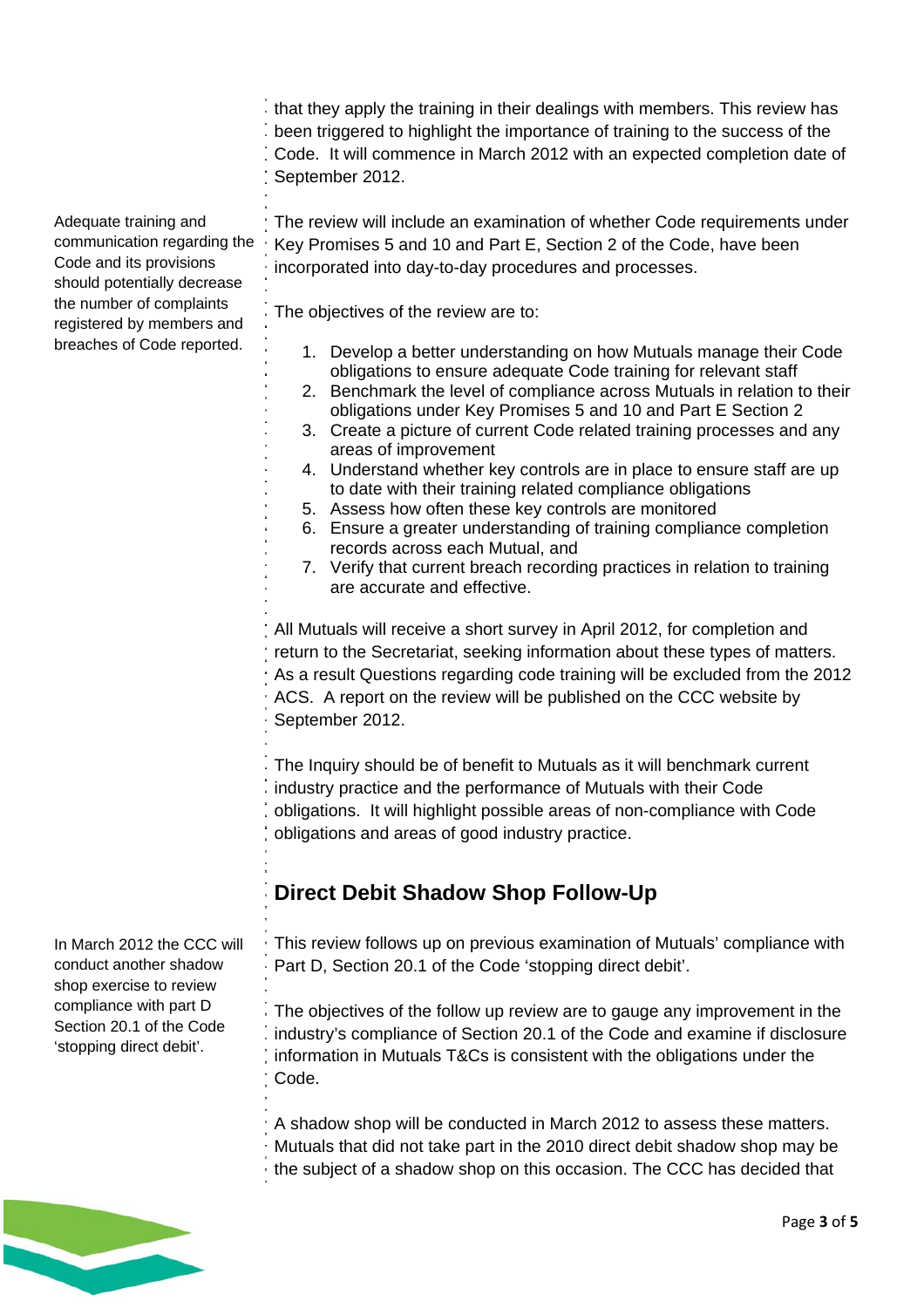that they apply the training in their dealings with members. This review has been triggered to highlight the importance of training to the success of the Code. It will commence in March 2012 with an expected completion date of September 2012.

Adequate training and communication regarding the Code and its provisions should potentially decrease the number of complaints registered by members and breaches of Code reported.

The review will include an examination of whether Code requirements under Key Promises 5 and 10 and Part E, Section 2 of the Code, have been incorporated into day-to-day procedures and processes.

The objectives of the review are to:

1. Develop a better understanding on how Mutuals manage their Code obligations to ensure adequate Code training for relevant staff
2. Benchmark the level of compliance across Mutuals in relation to their obligations under Key Promises 5 and 10 and Part E Section 2
3. Create a picture of current Code related training processes and any areas of improvement
4. Understand whether key controls are in place to ensure staff are up to date with their training related compliance obligations
5. Assess how often these key controls are monitored
6. Ensure a greater understanding of training compliance completion records across each Mutual, and
7. Verify that current breach recording practices in relation to training are accurate and effective.

All Mutuals will receive a short survey in April 2012, for completion and return to the Secretariat, seeking information about these types of matters. As a result Questions regarding code training will be excluded from the 2012 ACS. A report on the review will be published on the CCC website by September 2012.

The Inquiry should be of benefit to Mutuals as it will benchmark current industry practice and the performance of Mutuals with their Code obligations. It will highlight possible areas of non-compliance with Code obligations and areas of good industry practice.

## Direct Debit Shadow Shop Follow-Up

In March 2012 the CCC will conduct another shadow shop exercise to review compliance with part D Section 20.1 of the Code 'stopping direct debit'.

This review follows up on previous examination of Mutuals' compliance with Part D, Section 20.1 of the Code 'stopping direct debit'.

The objectives of the follow up review are to gauge any improvement in the industry's compliance of Section 20.1 of the Code and examine if disclosure information in Mutuals T&Cs is consistent with the obligations under the Code.

A shadow shop will be conducted in March 2012 to assess these matters. Mutuals that did not take part in the 2010 direct debit shadow shop may be the subject of a shadow shop on this occasion. The CCC has decided that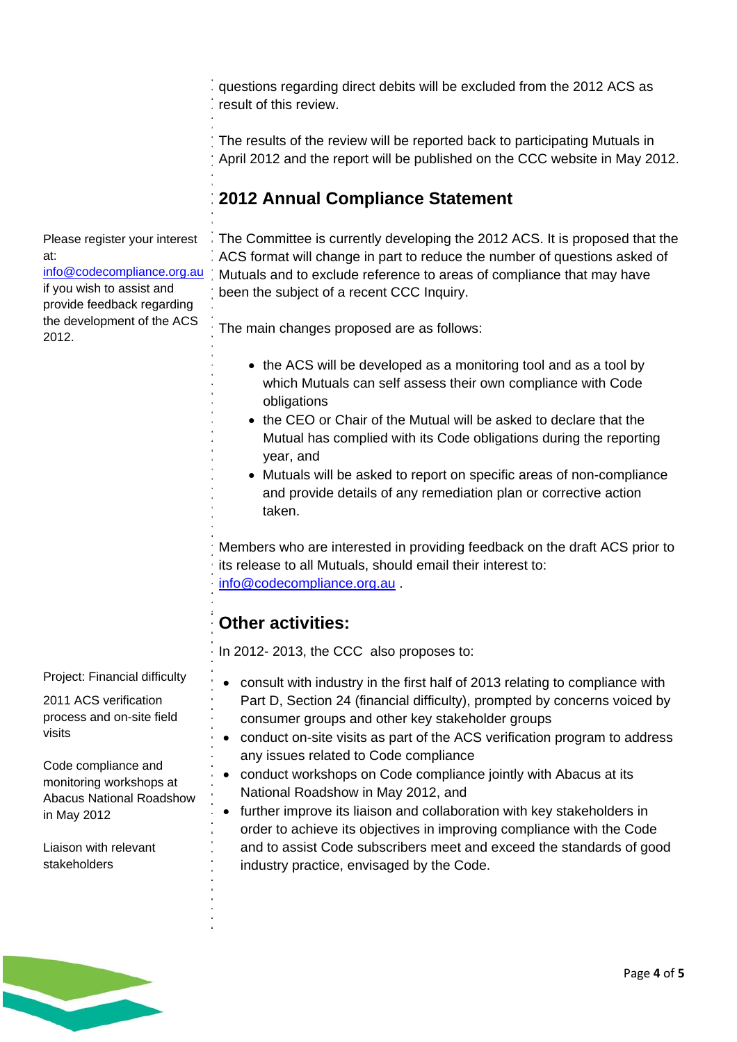questions regarding direct debits will be excluded from the 2012 ACS as result of this review.

The results of the review will be reported back to participating Mutuals in April 2012 and the report will be published on the CCC website in May 2012.

## 2012 Annual Compliance Statement

Please register your interest at: info@codecompliance.org.au if you wish to assist and provide feedback regarding the development of the ACS 2012.

The Committee is currently developing the 2012 ACS. It is proposed that the ACS format will change in part to reduce the number of questions asked of Mutuals and to exclude reference to areas of compliance that may have been the subject of a recent CCC Inquiry.

The main changes proposed are as follows:

- the ACS will be developed as a monitoring tool and as a tool by which Mutuals can self assess their own compliance with Code obligations
- the CEO or Chair of the Mutual will be asked to declare that the Mutual has complied with its Code obligations during the reporting year, and
- Mutuals will be asked to report on specific areas of non-compliance and provide details of any remediation plan or corrective action taken.

Members who are interested in providing feedback on the draft ACS prior to its release to all Mutuals, should email their interest to: info@codecompliance.org.au .

## Other activities:

In 2012- 2013, the CCC also proposes to:

Project: Financial difficulty

- consult with industry in the first half of 2013 relating to compliance with Part D, Section 24 (financial difficulty), prompted by concerns voiced by consumer groups and other key stakeholder groups

2011 ACS verification process and on-site field visits

- conduct on-site visits as part of the ACS verification program to address any issues related to Code compliance

Code compliance and monitoring workshops at Abacus National Roadshow in May 2012

- conduct workshops on Code compliance jointly with Abacus at its National Roadshow in May 2012, and

Liaison with relevant stakeholders

- further improve its liaison and collaboration with key stakeholders in order to achieve its objectives in improving compliance with the Code and to assist Code subscribers meet and exceed the standards of good industry practice, envisaged by the Code.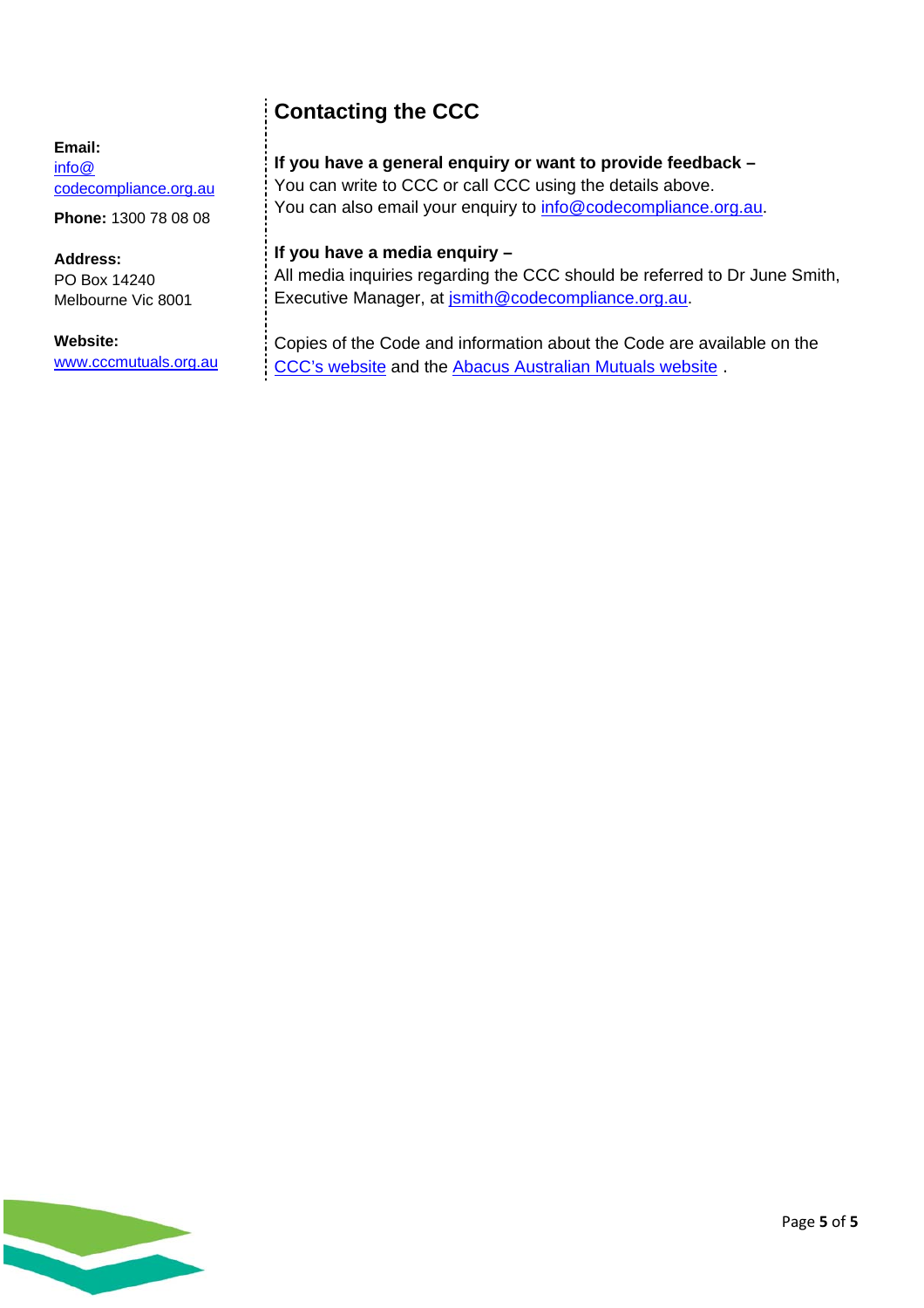**Email:**
info@
codecompliance.org.au

**Phone:** 1300 78 08 08

**Address:**
PO Box 14240
Melbourne Vic 8001

**Website:**
www.cccmutuals.org.au

## Contacting the CCC

**If you have a general enquiry or want to provide feedback –**
You can write to CCC or call CCC using the details above.
You can also email your enquiry to info@codecompliance.org.au.

**If you have a media enquiry –**
All media inquiries regarding the CCC should be referred to Dr June Smith, Executive Manager, at jsmith@codecompliance.org.au.

Copies of the Code and information about the Code are available on the CCC's website and the Abacus Australian Mutuals website .